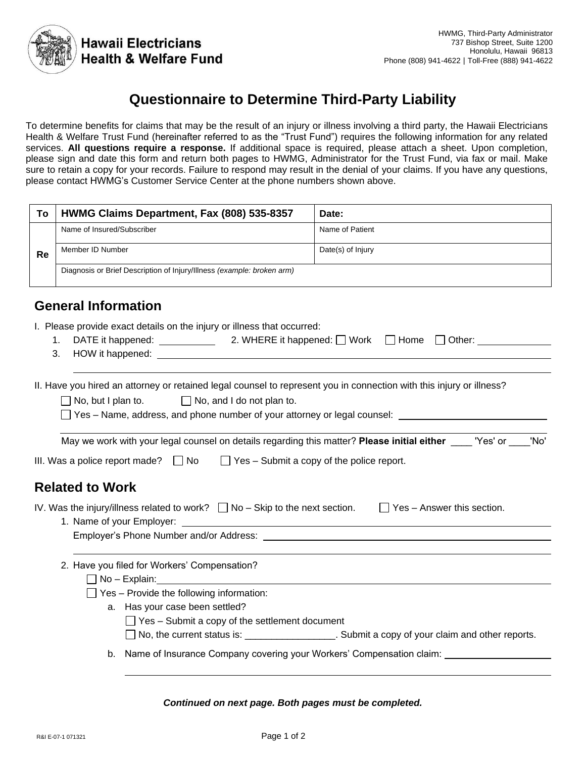**Hawaii Electricians Health & Welfare Fund**

HWMG, Third-Party Administrator
737 Bishop Street, Suite 1200
Honolulu, Hawaii 96813
Phone (808) 941-4622 | Toll-Free (888) 941-4622

# Questionnaire to Determine Third-Party Liability

To determine benefits for claims that may be the result of an injury or illness involving a third party, the Hawaii Electricians Health & Welfare Trust Fund (hereinafter referred to as the "Trust Fund") requires the following information for any related services. **All questions require a response.** If additional space is required, please attach a sheet. Upon completion, please sign and date this form and return both pages to HWMG, Administrator for the Trust Fund, via fax or mail. Make sure to retain a copy for your records. Failure to respond may result in the denial of your claims. If you have any questions, please contact HWMG's Customer Service Center at the phone numbers shown above.

| To | **HWMG Claims Department, Fax (808) 535-8357** | **Date:** |
|---|---|---|
| Re | Name of Insured/Subscriber | Name of Patient |
| | Member ID Number | Date(s) of Injury |
| | Diagnosis or Brief Description of Injury/Illness *(example: broken arm)* | |

## General Information

I. Please provide exact details on the injury or illness that occurred:

1. DATE it happened: __________ 2. WHERE it happened: ☐ Work ☐ Home ☐ Other: ____________
3. HOW it happened: ______________________________________________

II. Have you hired an attorney or retained legal counsel to represent you in connection with this injury or illness?

☐ No, but I plan to. ☐ No, and I do not plan to.

☐ Yes – Name, address, and phone number of your attorney or legal counsel: ____________________

May we work with your legal counsel on details regarding this matter? **Please initial either** ____ 'Yes' or ____'No'

III. Was a police report made? ☐ No ☐ Yes – Submit a copy of the police report.

## Related to Work

IV. Was the injury/illness related to work? ☐ No – Skip to the next section. ☐ Yes – Answer this section.

1. Name of your Employer: ______________________________________________

   Employer's Phone Number and/or Address: ______________________________________________

2. Have you filed for Workers' Compensation?

   ☐ No – Explain: ______________________________________________

   ☐ Yes – Provide the following information:

   a. Has your case been settled?

      ☐ Yes – Submit a copy of the settlement document

      ☐ No, the current status is: _________________. Submit a copy of your claim and other reports.

   b. Name of Insurance Company covering your Workers' Compensation claim: ____________________

***Continued on next page. Both pages must be completed.***

R&I E-07-1 071321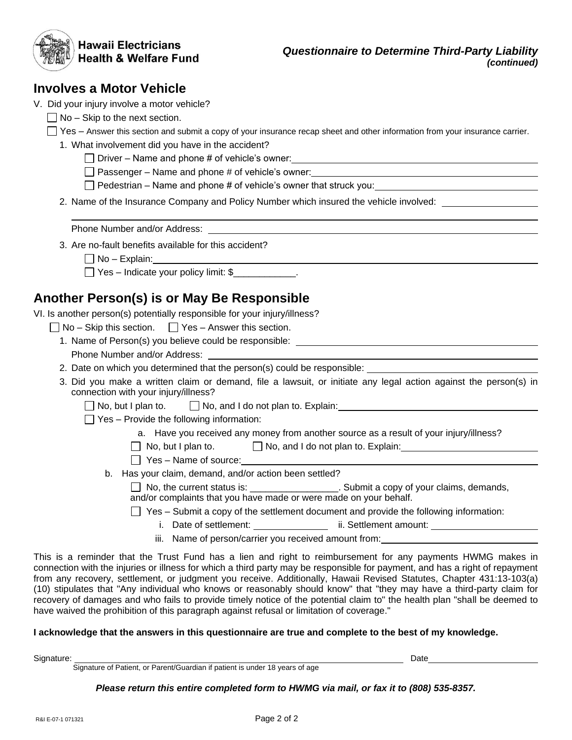**Hawaii Electricians Health & Welfare Fund**

***Questionnaire to Determine Third-Party Liability (continued)***

## Involves a Motor Vehicle

V. Did your injury involve a motor vehicle?

- ☐ No – Skip to the next section.
- ☐ Yes – Answer this section and submit a copy of your insurance recap sheet and other information from your insurance carrier.

1. What involvement did you have in the accident?
   - ☐ Driver – Name and phone # of vehicle's owner: ______________________________
   - ☐ Passenger – Name and phone # of vehicle's owner: ______________________________
   - ☐ Pedestrian – Name and phone # of vehicle's owner that struck you: ______________________________
2. Name of the Insurance Company and Policy Number which insured the vehicle involved: ______________________________

   ______________________________

   Phone Number and/or Address: ______________________________
3. Are no-fault benefits available for this accident?
   - ☐ No – Explain: ______________________________
   - ☐ Yes – Indicate your policy limit: $____________.

## Another Person(s) is or May Be Responsible

VI. Is another person(s) potentially responsible for your injury/illness?

☐ No – Skip this section. ☐ Yes – Answer this section.

1. Name of Person(s) you believe could be responsible: ______________________________

   Phone Number and/or Address: ______________________________
2. Date on which you determined that the person(s) could be responsible: ______________________________
3. Did you make a written claim or demand, file a lawsuit, or initiate any legal action against the person(s) in connection with your injury/illness?
   - ☐ No, but I plan to. ☐ No, and I do not plan to. Explain: ______________________________
   - ☐ Yes – Provide the following information:
     - a. Have you received any money from another source as a result of your injury/illness?
       - ☐ No, but I plan to. ☐ No, and I do not plan to. Explain: ______________________________
       - ☐ Yes – Name of source: ______________________________
     - b. Has your claim, demand, and/or action been settled?
       - ☐ No, the current status is: ________________. Submit a copy of your claims, demands, and/or complaints that you have made or were made on your behalf.
       - ☐ Yes – Submit a copy of the settlement document and provide the following information:
         - i. Date of settlement: ______________ ii. Settlement amount: ______________
         - iii. Name of person/carrier you received amount from: ______________________________

This is a reminder that the Trust Fund has a lien and right to reimbursement for any payments HWMG makes in connection with the injuries or illness for which a third party may be responsible for payment, and has a right of repayment from any recovery, settlement, or judgment you receive. Additionally, Hawaii Revised Statutes, Chapter 431:13-103(a)(10) stipulates that "Any individual who knows or reasonably should know" that "they may have a third-party claim for recovery of damages and who fails to provide timely notice of the potential claim to" the health plan "shall be deemed to have waived the prohibition of this paragraph against refusal or limitation of coverage."

**I acknowledge that the answers in this questionnaire are true and complete to the best of my knowledge.**

Signature: ______________________________ Date ______________

Signature of Patient, or Parent/Guardian if patient is under 18 years of age

***Please return this entire completed form to HWMG via mail, or fax it to (808) 535-8357.***

R&I E-07-1 071321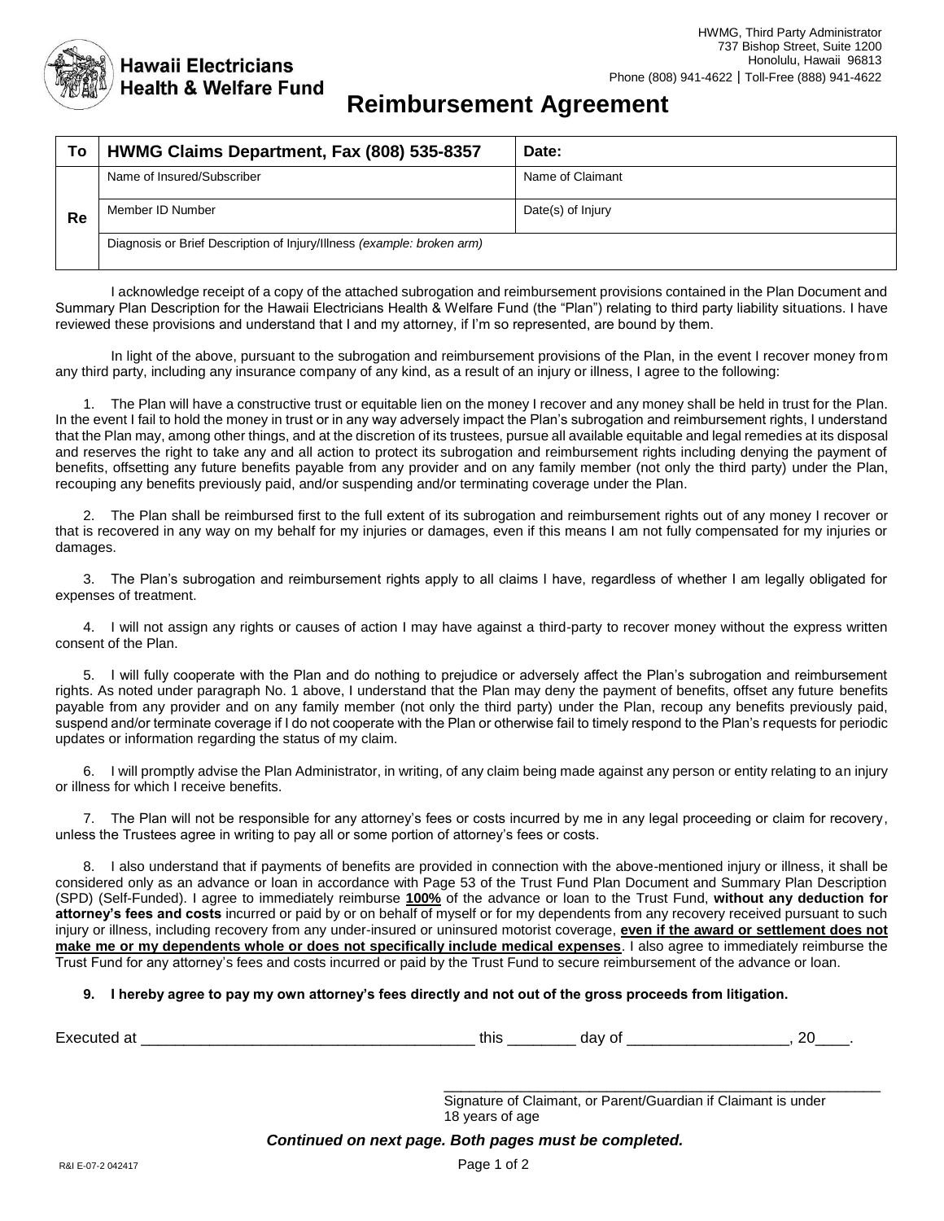**Hawaii Electricians Health & Welfare Fund**

HWMG, Third Party Administrator
737 Bishop Street, Suite 1200
Honolulu, Hawaii 96813
Phone (808) 941-4622 | Toll-Free (888) 941-4622

# Reimbursement Agreement

| To | HWMG Claims Department, Fax (808) 535-8357 | Date: |
|---|---|---|
| Re | Name of Insured/Subscriber | Name of Claimant |
| | Member ID Number | Date(s) of Injury |
| | Diagnosis or Brief Description of Injury/Illness *(example: broken arm)* | |

I acknowledge receipt of a copy of the attached subrogation and reimbursement provisions contained in the Plan Document and Summary Plan Description for the Hawaii Electricians Health & Welfare Fund (the "Plan") relating to third party liability situations. I have reviewed these provisions and understand that I and my attorney, if I'm so represented, are bound by them.

In light of the above, pursuant to the subrogation and reimbursement provisions of the Plan, in the event I recover money from any third party, including any insurance company of any kind, as a result of an injury or illness, I agree to the following:

1. The Plan will have a constructive trust or equitable lien on the money I recover and any money shall be held in trust for the Plan. In the event I fail to hold the money in trust or in any way adversely impact the Plan's subrogation and reimbursement rights, I understand that the Plan may, among other things, and at the discretion of its trustees, pursue all available equitable and legal remedies at its disposal and reserves the right to take any and all action to protect its subrogation and reimbursement rights including denying the payment of benefits, offsetting any future benefits payable from any provider and on any family member (not only the third party) under the Plan, recouping any benefits previously paid, and/or suspending and/or terminating coverage under the Plan.

2. The Plan shall be reimbursed first to the full extent of its subrogation and reimbursement rights out of any money I recover or that is recovered in any way on my behalf for my injuries or damages, even if this means I am not fully compensated for my injuries or damages.

3. The Plan's subrogation and reimbursement rights apply to all claims I have, regardless of whether I am legally obligated for expenses of treatment.

4. I will not assign any rights or causes of action I may have against a third-party to recover money without the express written consent of the Plan.

5. I will fully cooperate with the Plan and do nothing to prejudice or adversely affect the Plan's subrogation and reimbursement rights. As noted under paragraph No. 1 above, I understand that the Plan may deny the payment of benefits, offset any future benefits payable from any provider and on any family member (not only the third party) under the Plan, recoup any benefits previously paid, suspend and/or terminate coverage if I do not cooperate with the Plan or otherwise fail to timely respond to the Plan's requests for periodic updates or information regarding the status of my claim.

6. I will promptly advise the Plan Administrator, in writing, of any claim being made against any person or entity relating to an injury or illness for which I receive benefits.

7. The Plan will not be responsible for any attorney's fees or costs incurred by me in any legal proceeding or claim for recovery, unless the Trustees agree in writing to pay all or some portion of attorney's fees or costs.

8. I also understand that if payments of benefits are provided in connection with the above-mentioned injury or illness, it shall be considered only as an advance or loan in accordance with Page 53 of the Trust Fund Plan Document and Summary Plan Description (SPD) (Self-Funded). I agree to immediately reimburse **100%** of the advance or loan to the Trust Fund, **without any deduction for attorney's fees and costs** incurred or paid by or on behalf of myself or by my dependents from any recovery received pursuant to such injury or illness, including recovery from any under-insured or uninsured motorist coverage, **even if the award or settlement does not make me or my dependents whole or does not specifically include medical expenses**. I also agree to immediately reimburse the Trust Fund for any attorney's fees and costs incurred or paid by the Trust Fund to secure reimbursement of the advance or loan.

**9. I hereby agree to pay my own attorney's fees directly and not out of the gross proceeds from litigation.**

Executed at ______________________________________ this ________ day of __________________, 20____.

_______________________________________________________
Signature of Claimant, or Parent/Guardian if Claimant is under 18 years of age

***Continued on next page. Both pages must be completed.***

R&I E-07-2 042417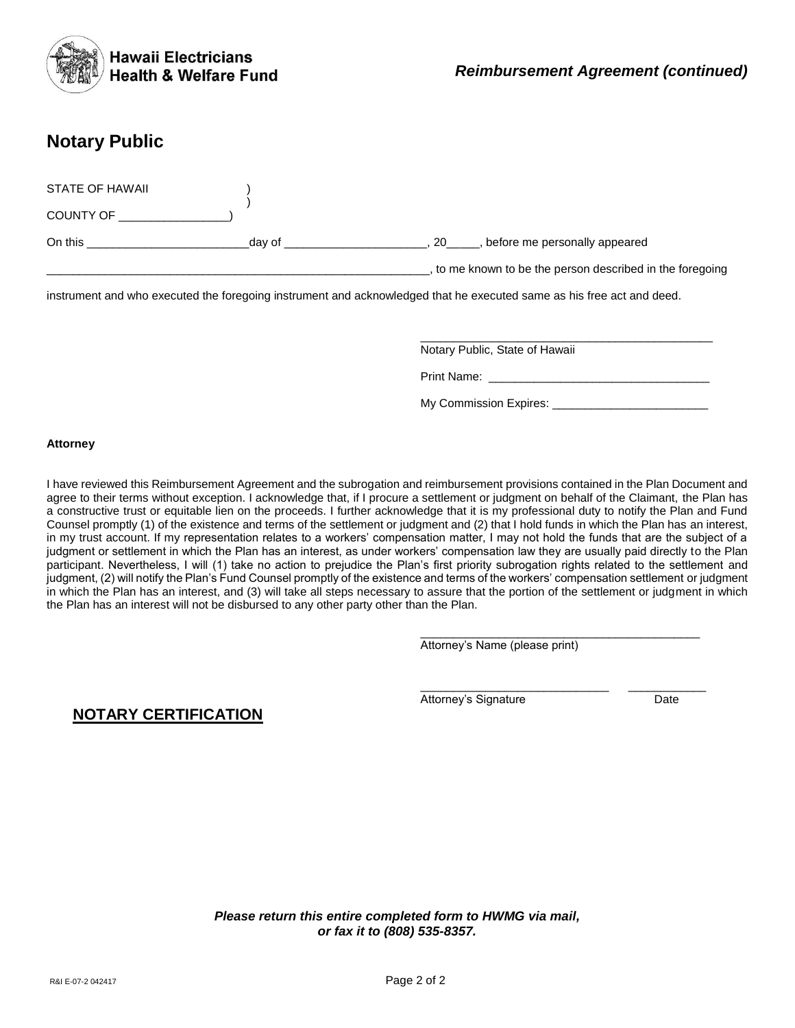## Notary Public

STATE OF HAWAII )
)
COUNTY OF _________________)

On this _________________________day of ______________________, 20_____, before me personally appeared

_____________________________________________________________, to me known to be the person described in the foregoing instrument and who executed the foregoing instrument and acknowledged that he executed same as his free act and deed.

_______________________________________________
Notary Public, State of Hawaii

Print Name: __________________________________

My Commission Expires: ________________________

**Attorney**

I have reviewed this Reimbursement Agreement and the subrogation and reimbursement provisions contained in the Plan Document and agree to their terms without exception. I acknowledge that, if I procure a settlement or judgment on behalf of the Claimant, the Plan has a constructive trust or equitable lien on the proceeds. I further acknowledge that it is my professional duty to notify the Plan and Fund Counsel promptly (1) of the existence and terms of the settlement or judgment and (2) that I hold funds in which the Plan has an interest, in my trust account. If my representation relates to a workers' compensation matter, I may not hold the funds that are the subject of a judgment or settlement in which the Plan has an interest, as under workers' compensation law they are usually paid directly to the Plan participant. Nevertheless, I will (1) take no action to prejudice the Plan's first priority subrogation rights related to the settlement and judgment, (2) will notify the Plan's Fund Counsel promptly of the existence and terms of the workers' compensation settlement or judgment in which the Plan has an interest, and (3) will take all steps necessary to assure that the portion of the settlement or judgment in which the Plan has an interest will not be disbursed to any other party other than the Plan.

_____________________________________________
Attorney's Name (please print)

______________________________ ____________
Attorney's Signature Date

**NOTARY CERTIFICATION**

***Please return this entire completed form to HWMG via mail, or fax it to (808) 535-8357.***

R&I E-07-2 042417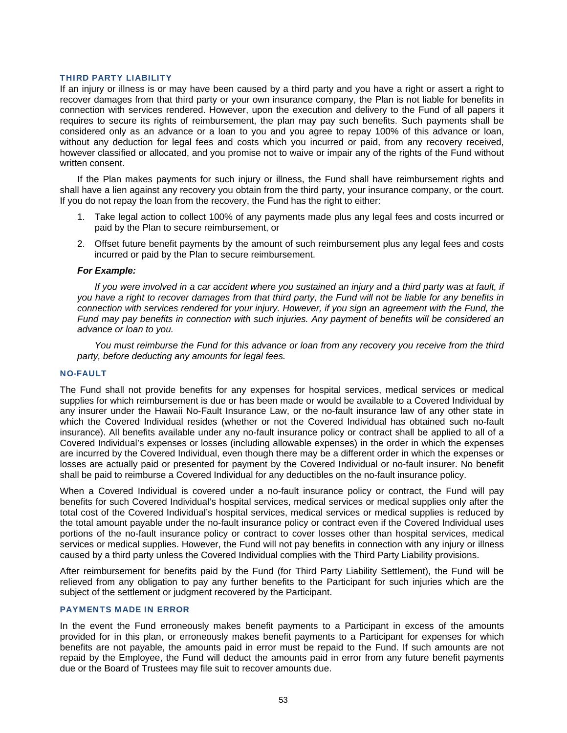### THIRD PARTY LIABILITY

If an injury or illness is or may have been caused by a third party and you have a right or assert a right to recover damages from that third party or your own insurance company, the Plan is not liable for benefits in connection with services rendered. However, upon the execution and delivery to the Fund of all papers it requires to secure its rights of reimbursement, the plan may pay such benefits. Such payments shall be considered only as an advance or a loan to you and you agree to repay 100% of this advance or loan, without any deduction for legal fees and costs which you incurred or paid, from any recovery received, however classified or allocated, and you promise not to waive or impair any of the rights of the Fund without written consent.

If the Plan makes payments for such injury or illness, the Fund shall have reimbursement rights and shall have a lien against any recovery you obtain from the third party, your insurance company, or the court. If you do not repay the loan from the recovery, the Fund has the right to either:

1. Take legal action to collect 100% of any payments made plus any legal fees and costs incurred or paid by the Plan to secure reimbursement, or
2. Offset future benefit payments by the amount of such reimbursement plus any legal fees and costs incurred or paid by the Plan to secure reimbursement.

***For Example:***

*If you were involved in a car accident where you sustained an injury and a third party was at fault, if you have a right to recover damages from that third party, the Fund will not be liable for any benefits in connection with services rendered for your injury. However, if you sign an agreement with the Fund, the Fund may pay benefits in connection with such injuries. Any payment of benefits will be considered an advance or loan to you.*

*You must reimburse the Fund for this advance or loan from any recovery you receive from the third party, before deducting any amounts for legal fees.*

### NO-FAULT

The Fund shall not provide benefits for any expenses for hospital services, medical services or medical supplies for which reimbursement is due or has been made or would be available to a Covered Individual by any insurer under the Hawaii No-Fault Insurance Law, or the no-fault insurance law of any other state in which the Covered Individual resides (whether or not the Covered Individual has obtained such no-fault insurance). All benefits available under any no-fault insurance policy or contract shall be applied to all of a Covered Individual's expenses or losses (including allowable expenses) in the order in which the expenses are incurred by the Covered Individual, even though there may be a different order in which the expenses or losses are actually paid or presented for payment by the Covered Individual or no-fault insurer. No benefit shall be paid to reimburse a Covered Individual for any deductibles on the no-fault insurance policy.

When a Covered Individual is covered under a no-fault insurance policy or contract, the Fund will pay benefits for such Covered Individual's hospital services, medical services or medical supplies only after the total cost of the Covered Individual's hospital services, medical services or medical supplies is reduced by the total amount payable under the no-fault insurance policy or contract even if the Covered Individual uses portions of the no-fault insurance policy or contract to cover losses other than hospital services, medical services or medical supplies. However, the Fund will not pay benefits in connection with any injury or illness caused by a third party unless the Covered Individual complies with the Third Party Liability provisions.

After reimbursement for benefits paid by the Fund (for Third Party Liability Settlement), the Fund will be relieved from any obligation to pay any further benefits to the Participant for such injuries which are the subject of the settlement or judgment recovered by the Participant.

### PAYMENTS MADE IN ERROR

In the event the Fund erroneously makes benefit payments to a Participant in excess of the amounts provided for in this plan, or erroneously makes benefit payments to a Participant for expenses for which benefits are not payable, the amounts paid in error must be repaid to the Fund. If such amounts are not repaid by the Employee, the Fund will deduct the amounts paid in error from any future benefit payments due or the Board of Trustees may file suit to recover amounts due.